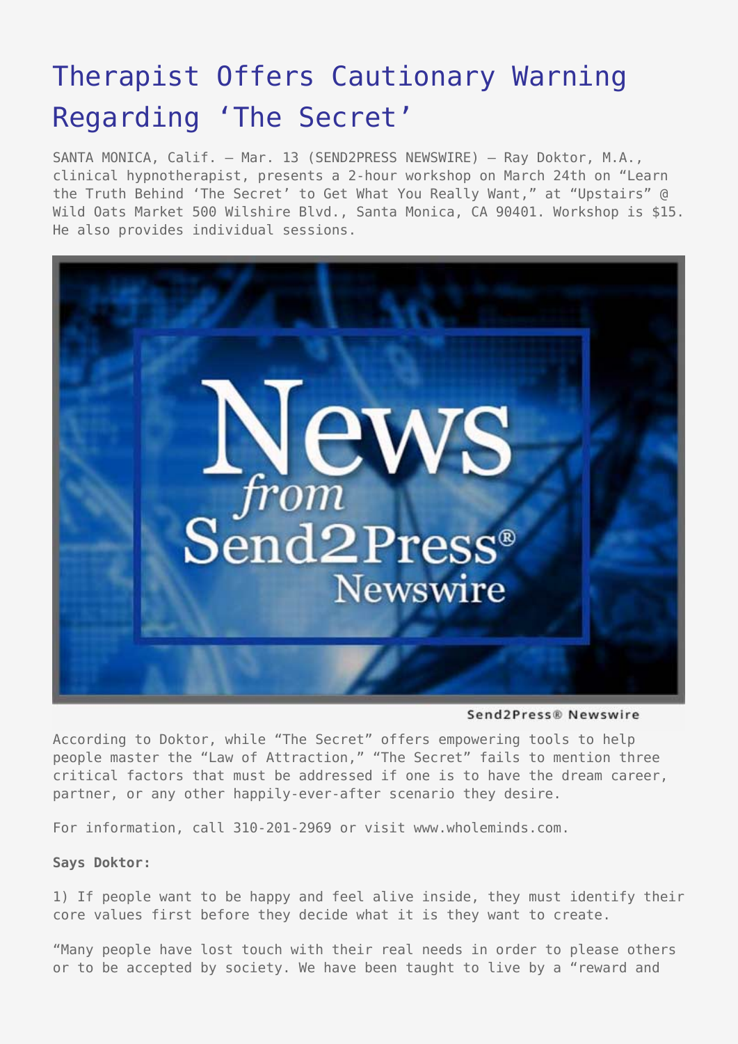# Therapist Offers Cautionary Warning Regarding 'The Secret'

SANTA MONICA, Calif. – Mar. 13 (SEND2PRESS NEWSWIRE) – Ray Doktor, M.A., clinical hypnotherapist, presents a 2-hour workshop on March 24th on "Learn the Truth Behind 'The Secret' to Get What You Really Want," at "Upstairs" @ Wild Oats Market 500 Wilshire Blvd., Santa Monica, CA 90401. Workshop is $15. He also provides individual sessions.

According to Doktor, while "The Secret" offers empowering tools to help people master the "Law of Attraction," "The Secret" fails to mention three critical factors that must be addressed if one is to have the dream career, partner, or any other happily-ever-after scenario they desire.

For information, call 310-201-2969 or visit www.wholeminds.com.

**Says Doktor:**

1) If people want to be happy and feel alive inside, they must identify their core values first before they decide what it is they want to create.

"Many people have lost touch with their real needs in order to please others or to be accepted by society. We have been taught to live by a "reward and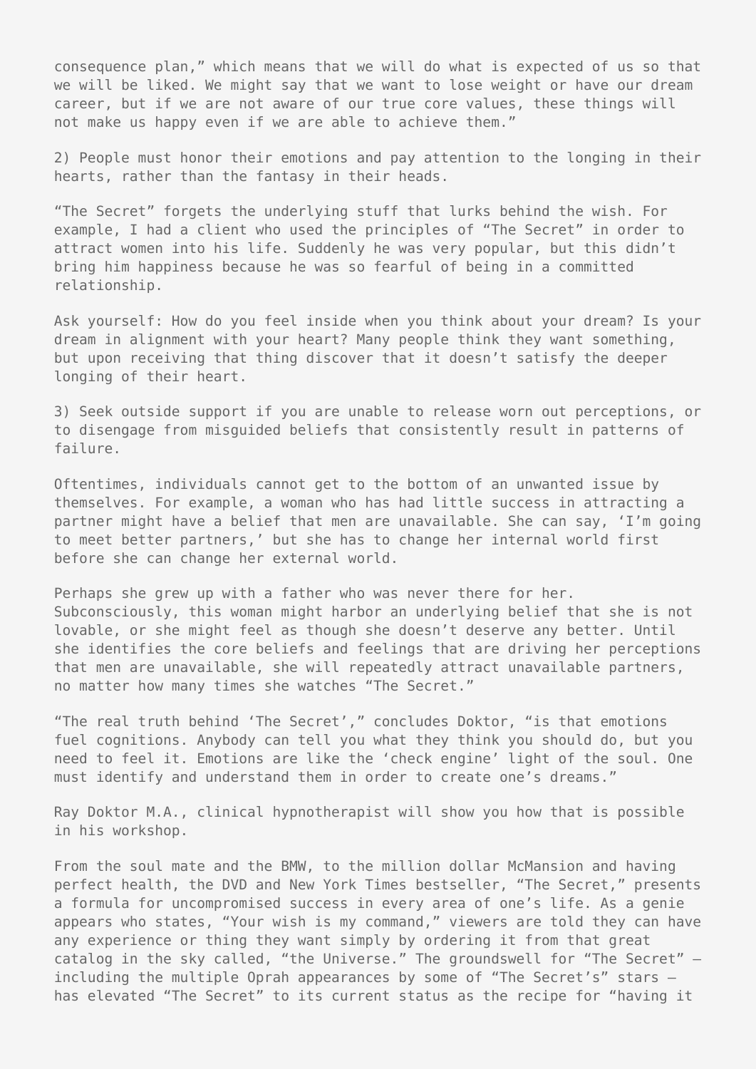consequence plan," which means that we will do what is expected of us so that we will be liked. We might say that we want to lose weight or have our dream career, but if we are not aware of our true core values, these things will not make us happy even if we are able to achieve them."

2) People must honor their emotions and pay attention to the longing in their hearts, rather than the fantasy in their heads.

"The Secret" forgets the underlying stuff that lurks behind the wish. For example, I had a client who used the principles of "The Secret" in order to attract women into his life. Suddenly he was very popular, but this didn't bring him happiness because he was so fearful of being in a committed relationship.

Ask yourself: How do you feel inside when you think about your dream? Is your dream in alignment with your heart? Many people think they want something, but upon receiving that thing discover that it doesn't satisfy the deeper longing of their heart.

3) Seek outside support if you are unable to release worn out perceptions, or to disengage from misguided beliefs that consistently result in patterns of failure.

Oftentimes, individuals cannot get to the bottom of an unwanted issue by themselves. For example, a woman who has had little success in attracting a partner might have a belief that men are unavailable. She can say, 'I'm going to meet better partners,' but she has to change her internal world first before she can change her external world.

Perhaps she grew up with a father who was never there for her. Subconsciously, this woman might harbor an underlying belief that she is not lovable, or she might feel as though she doesn't deserve any better. Until she identifies the core beliefs and feelings that are driving her perceptions that men are unavailable, she will repeatedly attract unavailable partners, no matter how many times she watches "The Secret."

"The real truth behind 'The Secret'," concludes Doktor, "is that emotions fuel cognitions. Anybody can tell you what they think you should do, but you need to feel it. Emotions are like the 'check engine' light of the soul. One must identify and understand them in order to create one's dreams."

Ray Doktor M.A., clinical hypnotherapist will show you how that is possible in his workshop.

From the soul mate and the BMW, to the million dollar McMansion and having perfect health, the DVD and New York Times bestseller, "The Secret," presents a formula for uncompromised success in every area of one's life. As a genie appears who states, "Your wish is my command," viewers are told they can have any experience or thing they want simply by ordering it from that great catalog in the sky called, "the Universe." The groundswell for "The Secret" – including the multiple Oprah appearances by some of "The Secret's" stars – has elevated "The Secret" to its current status as the recipe for "having it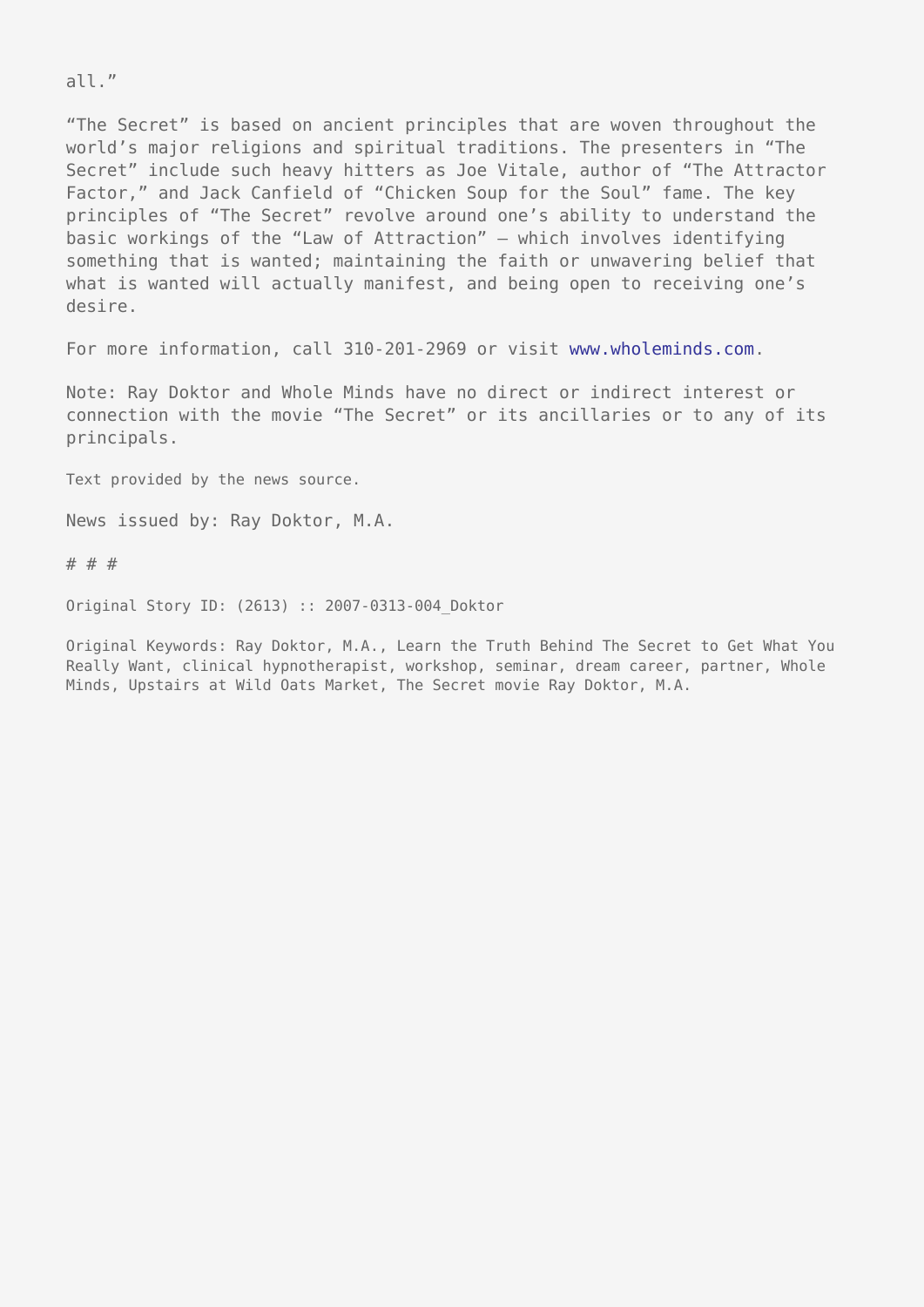all."

"The Secret" is based on ancient principles that are woven throughout the world's major religions and spiritual traditions. The presenters in "The Secret" include such heavy hitters as Joe Vitale, author of "The Attractor Factor," and Jack Canfield of "Chicken Soup for the Soul" fame. The key principles of "The Secret" revolve around one's ability to understand the basic workings of the "Law of Attraction" – which involves identifying something that is wanted; maintaining the faith or unwavering belief that what is wanted will actually manifest, and being open to receiving one's desire.

For more information, call 310-201-2969 or visit www.wholeminds.com.

Note: Ray Doktor and Whole Minds have no direct or indirect interest or connection with the movie "The Secret" or its ancillaries or to any of its principals.

Text provided by the news source.

News issued by: Ray Doktor, M.A.

# # #

Original Story ID: (2613) :: 2007-0313-004_Doktor

Original Keywords: Ray Doktor, M.A., Learn the Truth Behind The Secret to Get What You Really Want, clinical hypnotherapist, workshop, seminar, dream career, partner, Whole Minds, Upstairs at Wild Oats Market, The Secret movie Ray Doktor, M.A.